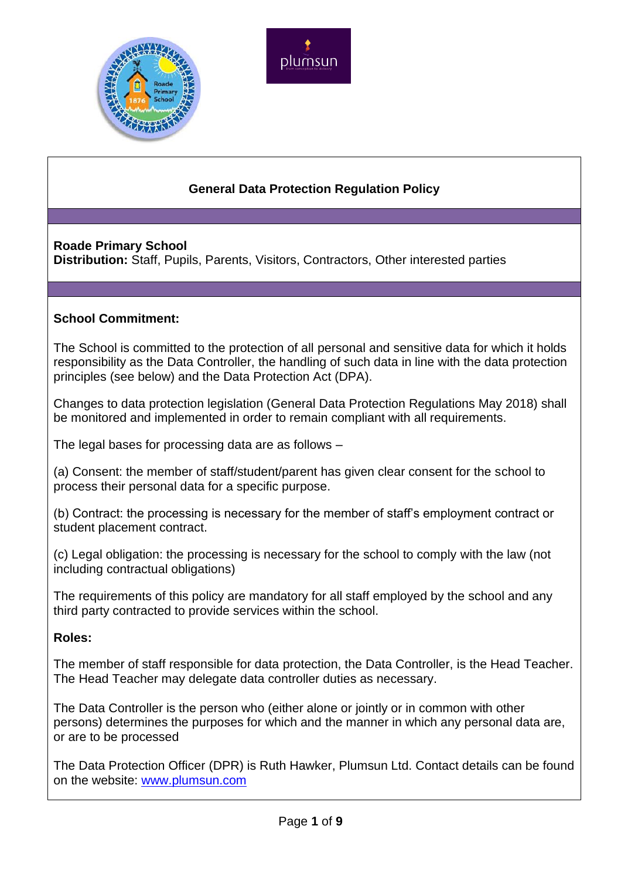# General Data Protection Regulation Policy

**Roade Primary School**
**Distribution:** Staff, Pupils, Parents, Visitors, Contractors, Other interested parties

**School Commitment:**

The School is committed to the protection of all personal and sensitive data for which it holds responsibility as the Data Controller, the handling of such data in line with the data protection principles (see below) and the Data Protection Act (DPA).

Changes to data protection legislation (General Data Protection Regulations May 2018) shall be monitored and implemented in order to remain compliant with all requirements.

The legal bases for processing data are as follows –

(a) Consent: the member of staff/student/parent has given clear consent for the school to process their personal data for a specific purpose.

(b) Contract: the processing is necessary for the member of staff's employment contract or student placement contract.

(c) Legal obligation: the processing is necessary for the school to comply with the law (not including contractual obligations)

The requirements of this policy are mandatory for all staff employed by the school and any third party contracted to provide services within the school.

**Roles:**

The member of staff responsible for data protection, the Data Controller, is the Head Teacher. The Head Teacher may delegate data controller duties as necessary.

The Data Controller is the person who (either alone or jointly or in common with other persons) determines the purposes for which and the manner in which any personal data are, or are to be processed

The Data Protection Officer (DPR) is Ruth Hawker, Plumsun Ltd. Contact details can be found on the website: [www.plumsun.com](www.plumsun.com)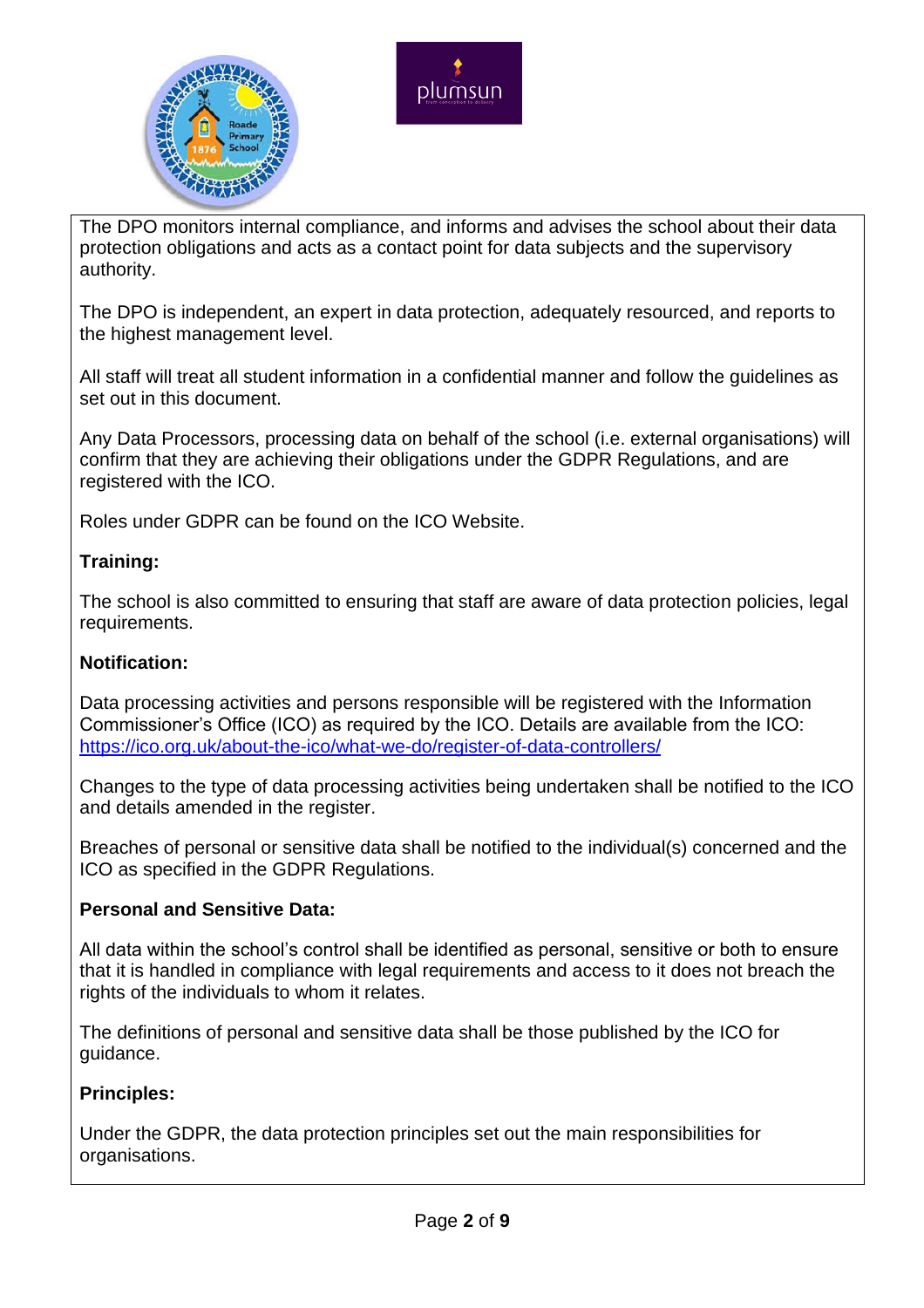The DPO monitors internal compliance, and informs and advises the school about their data protection obligations and acts as a contact point for data subjects and the supervisory authority.

The DPO is independent, an expert in data protection, adequately resourced, and reports to the highest management level.

All staff will treat all student information in a confidential manner and follow the guidelines as set out in this document.

Any Data Processors, processing data on behalf of the school (i.e. external organisations) will confirm that they are achieving their obligations under the GDPR Regulations, and are registered with the ICO.

Roles under GDPR can be found on the ICO Website.

**Training:**

The school is also committed to ensuring that staff are aware of data protection policies, legal requirements.

**Notification:**

Data processing activities and persons responsible will be registered with the Information Commissioner's Office (ICO) as required by the ICO. Details are available from the ICO: https://ico.org.uk/about-the-ico/what-we-do/register-of-data-controllers/

Changes to the type of data processing activities being undertaken shall be notified to the ICO and details amended in the register.

Breaches of personal or sensitive data shall be notified to the individual(s) concerned and the ICO as specified in the GDPR Regulations.

**Personal and Sensitive Data:**

All data within the school's control shall be identified as personal, sensitive or both to ensure that it is handled in compliance with legal requirements and access to it does not breach the rights of the individuals to whom it relates.

The definitions of personal and sensitive data shall be those published by the ICO for guidance.

**Principles:**

Under the GDPR, the data protection principles set out the main responsibilities for organisations.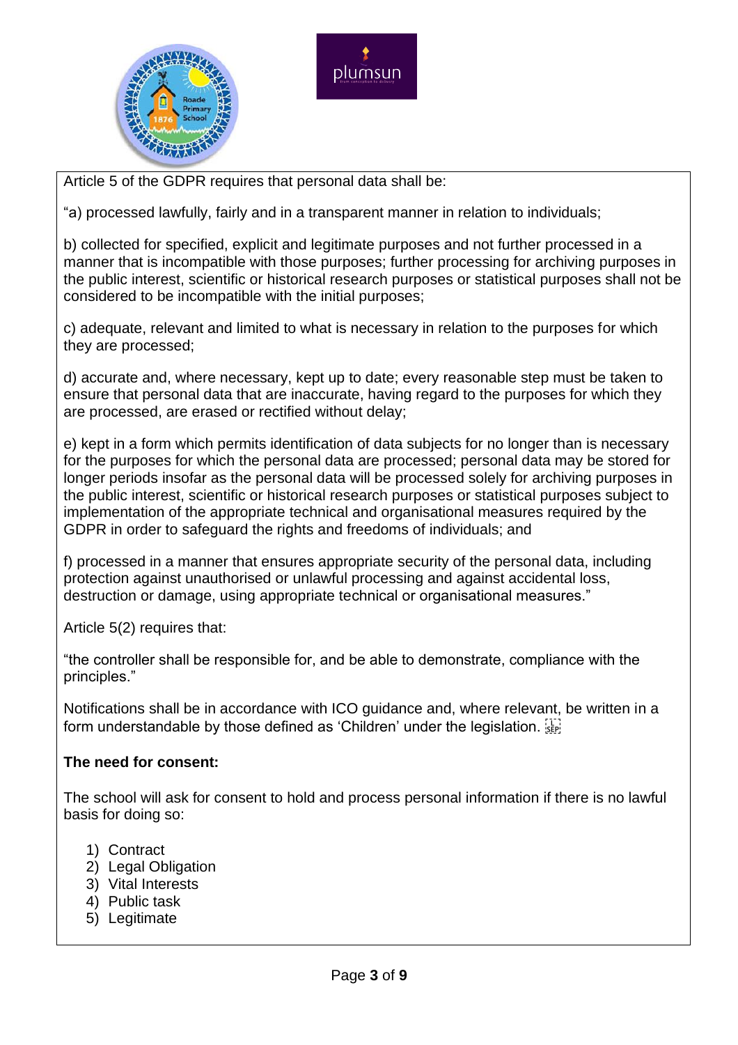Article 5 of the GDPR requires that personal data shall be:

"a) processed lawfully, fairly and in a transparent manner in relation to individuals;

b) collected for specified, explicit and legitimate purposes and not further processed in a manner that is incompatible with those purposes; further processing for archiving purposes in the public interest, scientific or historical research purposes or statistical purposes shall not be considered to be incompatible with the initial purposes;

c) adequate, relevant and limited to what is necessary in relation to the purposes for which they are processed;

d) accurate and, where necessary, kept up to date; every reasonable step must be taken to ensure that personal data that are inaccurate, having regard to the purposes for which they are processed, are erased or rectified without delay;

e) kept in a form which permits identification of data subjects for no longer than is necessary for the purposes for which the personal data are processed; personal data may be stored for longer periods insofar as the personal data will be processed solely for archiving purposes in the public interest, scientific or historical research purposes or statistical purposes subject to implementation of the appropriate technical and organisational measures required by the GDPR in order to safeguard the rights and freedoms of individuals; and

f) processed in a manner that ensures appropriate security of the personal data, including protection against unauthorised or unlawful processing and against accidental loss, destruction or damage, using appropriate technical or organisational measures."

Article 5(2) requires that:

"the controller shall be responsible for, and be able to demonstrate, compliance with the principles."

Notifications shall be in accordance with ICO guidance and, where relevant, be written in a form understandable by those defined as 'Children' under the legislation.

**The need for consent:**

The school will ask for consent to hold and process personal information if there is no lawful basis for doing so:

1) Contract
2) Legal Obligation
3) Vital Interests
4) Public task
5) Legitimate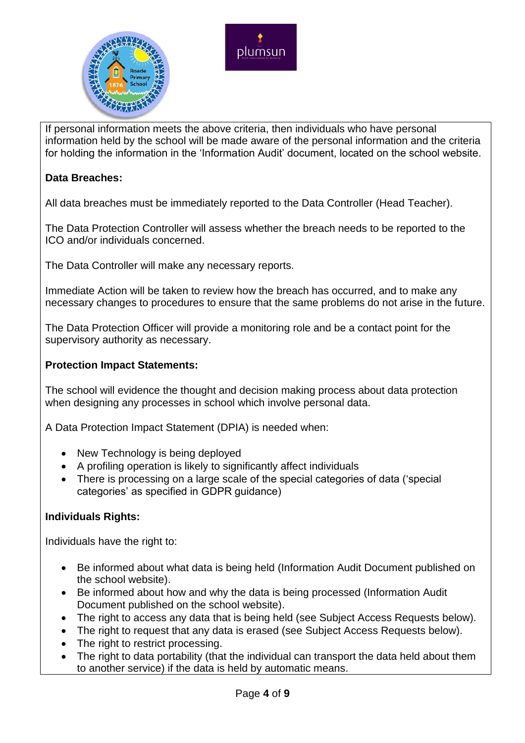If personal information meets the above criteria, then individuals who have personal information held by the school will be made aware of the personal information and the criteria for holding the information in the 'Information Audit' document, located on the school website.

**Data Breaches:**

All data breaches must be immediately reported to the Data Controller (Head Teacher).

The Data Protection Controller will assess whether the breach needs to be reported to the ICO and/or individuals concerned.

The Data Controller will make any necessary reports.

Immediate Action will be taken to review how the breach has occurred, and to make any necessary changes to procedures to ensure that the same problems do not arise in the future.

The Data Protection Officer will provide a monitoring role and be a contact point for the supervisory authority as necessary.

**Protection Impact Statements:**

The school will evidence the thought and decision making process about data protection when designing any processes in school which involve personal data.

A Data Protection Impact Statement (DPIA) is needed when:

- New Technology is being deployed
- A profiling operation is likely to significantly affect individuals
- There is processing on a large scale of the special categories of data ('special categories' as specified in GDPR guidance)

**Individuals Rights:**

Individuals have the right to:

- Be informed about what data is being held (Information Audit Document published on the school website).
- Be informed about how and why the data is being processed (Information Audit Document published on the school website).
- The right to access any data that is being held (see Subject Access Requests below).
- The right to request that any data is erased (see Subject Access Requests below).
- The right to restrict processing.
- The right to data portability (that the individual can transport the data held about them to another service) if the data is held by automatic means.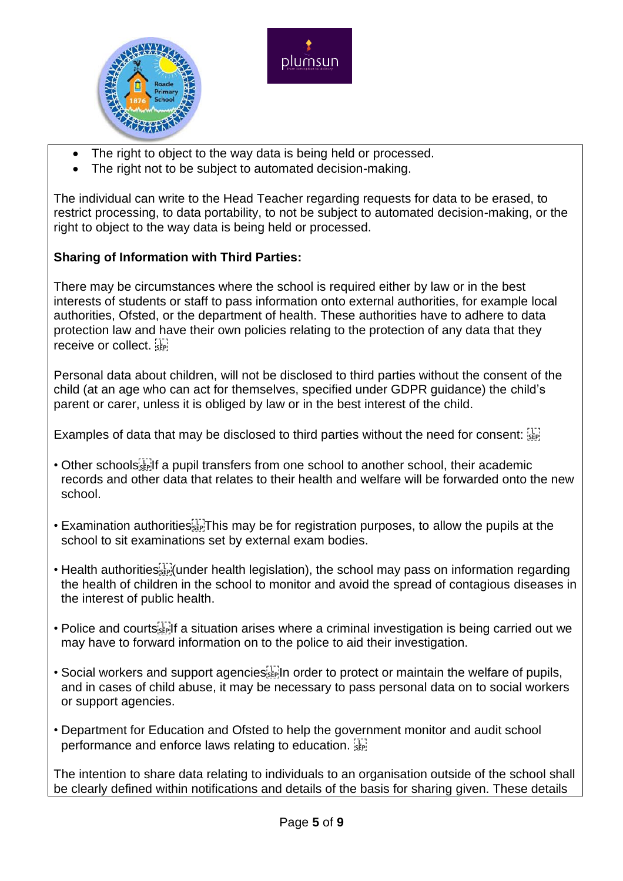- The right to object to the way data is being held or processed.
- The right not to be subject to automated decision-making.

The individual can write to the Head Teacher regarding requests for data to be erased, to restrict processing, to data portability, to not be subject to automated decision-making, or the right to object to the way data is being held or processed.

**Sharing of Information with Third Parties:**

There may be circumstances where the school is required either by law or in the best interests of students or staff to pass information onto external authorities, for example local authorities, Ofsted, or the department of health. These authorities have to adhere to data protection law and have their own policies relating to the protection of any data that they receive or collect.

Personal data about children, will not be disclosed to third parties without the consent of the child (at an age who can act for themselves, specified under GDPR guidance) the child's parent or carer, unless it is obliged by law or in the best interest of the child.

Examples of data that may be disclosed to third parties without the need for consent:

- Other schools If a pupil transfers from one school to another school, their academic records and other data that relates to their health and welfare will be forwarded onto the new school.

- Examination authorities This may be for registration purposes, to allow the pupils at the school to sit examinations set by external exam bodies.

- Health authorities (under health legislation), the school may pass on information regarding the health of children in the school to monitor and avoid the spread of contagious diseases in the interest of public health.

- Police and courts If a situation arises where a criminal investigation is being carried out we may have to forward information on to the police to aid their investigation.

- Social workers and support agencies In order to protect or maintain the welfare of pupils, and in cases of child abuse, it may be necessary to pass personal data on to social workers or support agencies.

- Department for Education and Ofsted to help the government monitor and audit school performance and enforce laws relating to education.

The intention to share data relating to individuals to an organisation outside of the school shall be clearly defined within notifications and details of the basis for sharing given. These details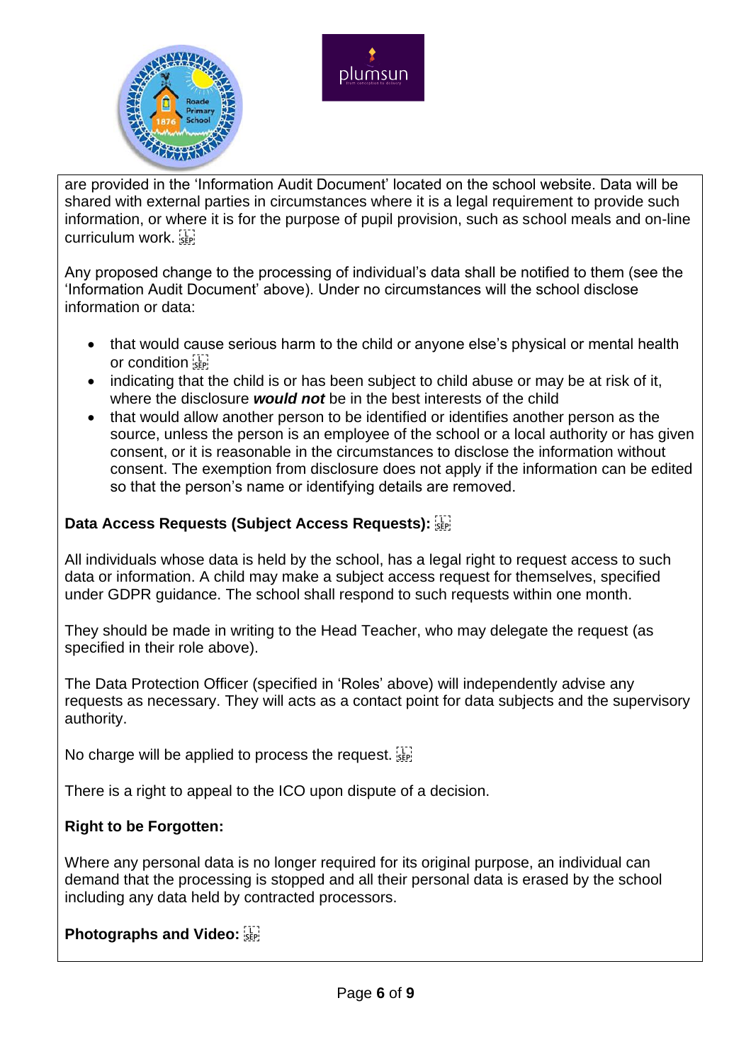are provided in the 'Information Audit Document' located on the school website. Data will be shared with external parties in circumstances where it is a legal requirement to provide such information, or where it is for the purpose of pupil provision, such as school meals and on-line curriculum work.

Any proposed change to the processing of individual's data shall be notified to them (see the 'Information Audit Document' above). Under no circumstances will the school disclose information or data:

- that would cause serious harm to the child or anyone else's physical or mental health or condition
- indicating that the child is or has been subject to child abuse or may be at risk of it, where the disclosure ***would not*** be in the best interests of the child
- that would allow another person to be identified or identifies another person as the source, unless the person is an employee of the school or a local authority or has given consent, or it is reasonable in the circumstances to disclose the information without consent. The exemption from disclosure does not apply if the information can be edited so that the person's name or identifying details are removed.

**Data Access Requests (Subject Access Requests):**

All individuals whose data is held by the school, has a legal right to request access to such data or information. A child may make a subject access request for themselves, specified under GDPR guidance. The school shall respond to such requests within one month.

They should be made in writing to the Head Teacher, who may delegate the request (as specified in their role above).

The Data Protection Officer (specified in 'Roles' above) will independently advise any requests as necessary. They will acts as a contact point for data subjects and the supervisory authority.

No charge will be applied to process the request.

There is a right to appeal to the ICO upon dispute of a decision.

**Right to be Forgotten:**

Where any personal data is no longer required for its original purpose, an individual can demand that the processing is stopped and all their personal data is erased by the school including any data held by contracted processors.

**Photographs and Video:**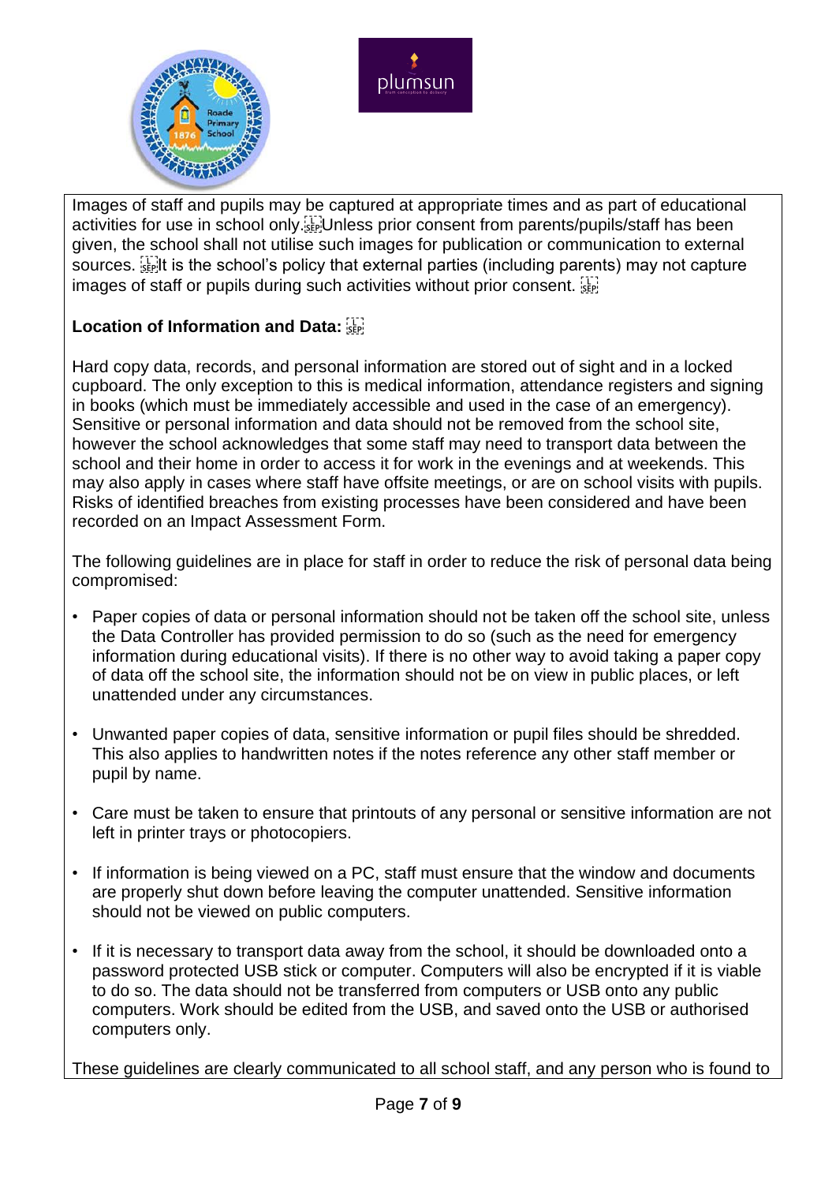Images of staff and pupils may be captured at appropriate times and as part of educational activities for use in school only. Unless prior consent from parents/pupils/staff has been given, the school shall not utilise such images for publication or communication to external sources. It is the school's policy that external parties (including parents) may not capture images of staff or pupils during such activities without prior consent.

**Location of Information and Data:**

Hard copy data, records, and personal information are stored out of sight and in a locked cupboard. The only exception to this is medical information, attendance registers and signing in books (which must be immediately accessible and used in the case of an emergency). Sensitive or personal information and data should not be removed from the school site, however the school acknowledges that some staff may need to transport data between the school and their home in order to access it for work in the evenings and at weekends. This may also apply in cases where staff have offsite meetings, or are on school visits with pupils. Risks of identified breaches from existing processes have been considered and have been recorded on an Impact Assessment Form.

The following guidelines are in place for staff in order to reduce the risk of personal data being compromised:

- Paper copies of data or personal information should not be taken off the school site, unless the Data Controller has provided permission to do so (such as the need for emergency information during educational visits). If there is no other way to avoid taking a paper copy of data off the school site, the information should not be on view in public places, or left unattended under any circumstances.

- Unwanted paper copies of data, sensitive information or pupil files should be shredded. This also applies to handwritten notes if the notes reference any other staff member or pupil by name.

- Care must be taken to ensure that printouts of any personal or sensitive information are not left in printer trays or photocopiers.

- If information is being viewed on a PC, staff must ensure that the window and documents are properly shut down before leaving the computer unattended. Sensitive information should not be viewed on public computers.

- If it is necessary to transport data away from the school, it should be downloaded onto a password protected USB stick or computer. Computers will also be encrypted if it is viable to do so. The data should not be transferred from computers or USB onto any public computers. Work should be edited from the USB, and saved onto the USB or authorised computers only.

These guidelines are clearly communicated to all school staff, and any person who is found to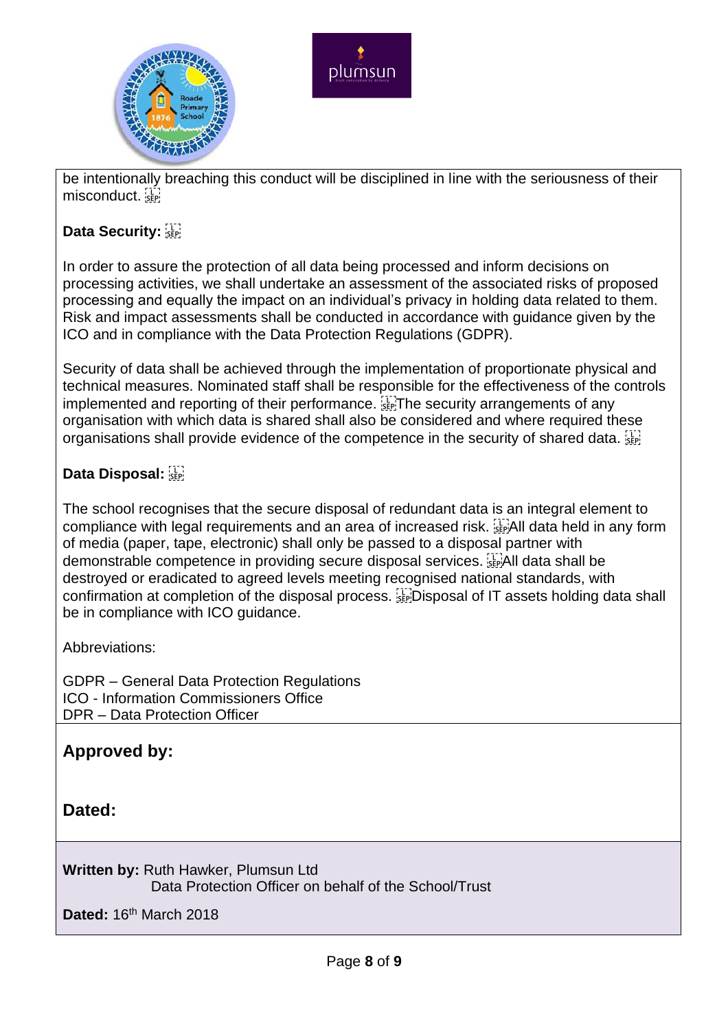be intentionally breaching this conduct will be disciplined in line with the seriousness of their misconduct.

**Data Security:**

In order to assure the protection of all data being processed and inform decisions on processing activities, we shall undertake an assessment of the associated risks of proposed processing and equally the impact on an individual's privacy in holding data related to them. Risk and impact assessments shall be conducted in accordance with guidance given by the ICO and in compliance with the Data Protection Regulations (GDPR).

Security of data shall be achieved through the implementation of proportionate physical and technical measures. Nominated staff shall be responsible for the effectiveness of the controls implemented and reporting of their performance. The security arrangements of any organisation with which data is shared shall also be considered and where required these organisations shall provide evidence of the competence in the security of shared data.

**Data Disposal:**

The school recognises that the secure disposal of redundant data is an integral element to compliance with legal requirements and an area of increased risk. All data held in any form of media (paper, tape, electronic) shall only be passed to a disposal partner with demonstrable competence in providing secure disposal services. All data shall be destroyed or eradicated to agreed levels meeting recognised national standards, with confirmation at completion of the disposal process. Disposal of IT assets holding data shall be in compliance with ICO guidance.

Abbreviations:

GDPR – General Data Protection Regulations
ICO - Information Commissioners Office
DPR – Data Protection Officer

## Approved by:

## Dated:

**Written by:** Ruth Hawker, Plumsun Ltd
Data Protection Officer on behalf of the School/Trust

**Dated:** 16th March 2018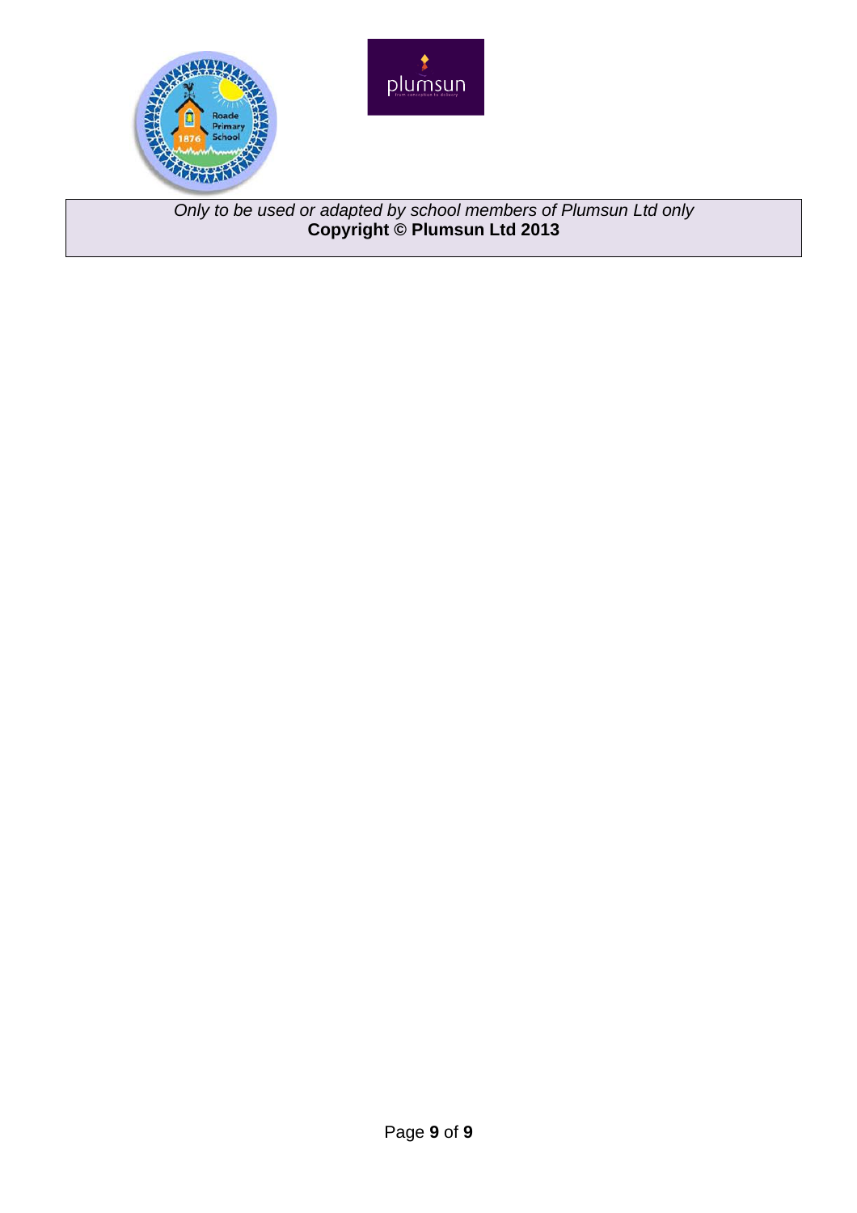*Only to be used or adapted by school members of Plumsun Ltd only*
**Copyright © Plumsun Ltd 2013**